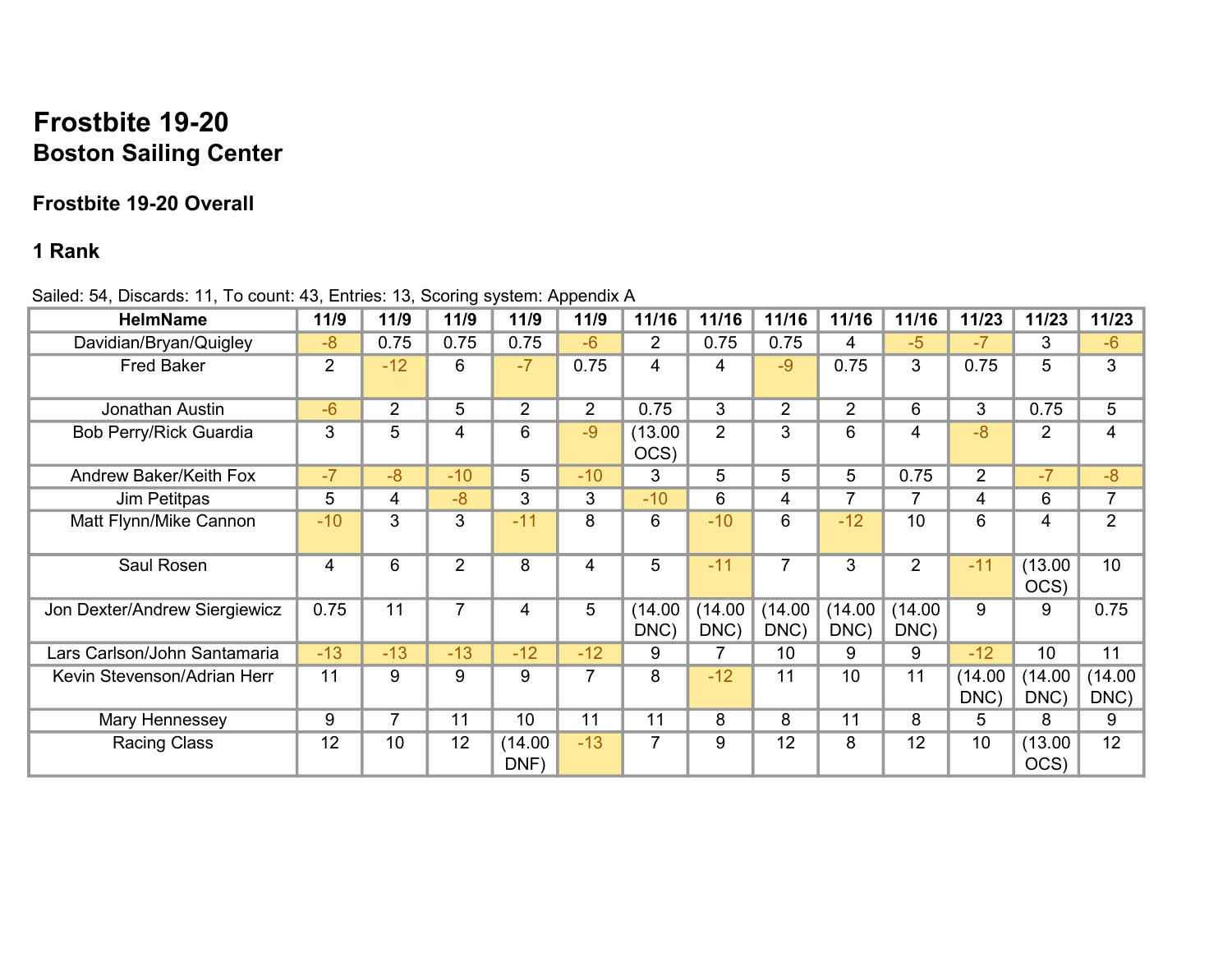# Frostbite 19-20

## Boston Sailing Center

### Frostbite 19-20 Overall

### 1 Rank

Sailed: 54, Discards: 11, To count: 43, Entries: 13, Scoring system: Appendix A

| HelmName | 11/9 | 11/9 | 11/9 | 11/9 | 11/9 | 11/16 | 11/16 | 11/16 | 11/16 | 11/16 | 11/23 | 11/23 | 11/23 |
|---|---|---|---|---|---|---|---|---|---|---|---|---|---|
| Davidian/Bryan/Quigley | -8 | 0.75 | 0.75 | 0.75 | -6 | 2 | 0.75 | 0.75 | 4 | -5 | -7 | 3 | -6 |
| Fred Baker | 2 | -12 | 6 | -7 | 0.75 | 4 | 4 | -9 | 0.75 | 3 | 0.75 | 5 | 3 |
| Jonathan Austin | -6 | 2 | 5 | 2 | 2 | 0.75 | 3 | 2 | 2 | 6 | 3 | 0.75 | 5 |
| Bob Perry/Rick Guardia | 3 | 5 | 4 | 6 | -9 | (13.00 OCS) | 2 | 3 | 6 | 4 | -8 | 2 | 4 |
| Andrew Baker/Keith Fox | -7 | -8 | -10 | 5 | -10 | 3 | 5 | 5 | 5 | 0.75 | 2 | -7 | -8 |
| Jim Petitpas | 5 | 4 | -8 | 3 | 3 | -10 | 6 | 4 | 7 | 7 | 4 | 6 | 7 |
| Matt Flynn/Mike Cannon | -10 | 3 | 3 | -11 | 8 | 6 | -10 | 6 | -12 | 10 | 6 | 4 | 2 |
| Saul Rosen | 4 | 6 | 2 | 8 | 4 | 5 | -11 | 7 | 3 | 2 | -11 | (13.00 OCS) | 10 |
| Jon Dexter/Andrew Siergiewicz | 0.75 | 11 | 7 | 4 | 5 | (14.00 DNC) | (14.00 DNC) | (14.00 DNC) | (14.00 DNC) | (14.00 DNC) | 9 | 9 | 0.75 |
| Lars Carlson/John Santamaria | -13 | -13 | -13 | -12 | -12 | 9 | 7 | 10 | 9 | 9 | -12 | 10 | 11 |
| Kevin Stevenson/Adrian Herr | 11 | 9 | 9 | 9 | 7 | 8 | -12 | 11 | 10 | 11 | (14.00 DNC) | (14.00 DNC) | (14.00 DNC) |
| Mary Hennessey | 9 | 7 | 11 | 10 | 11 | 11 | 8 | 8 | 11 | 8 | 5 | 8 | 9 |
| Racing Class | 12 | 10 | 12 | (14.00 DNF) | -13 | 7 | 9 | 12 | 8 | 12 | 10 | (13.00 OCS) | 12 |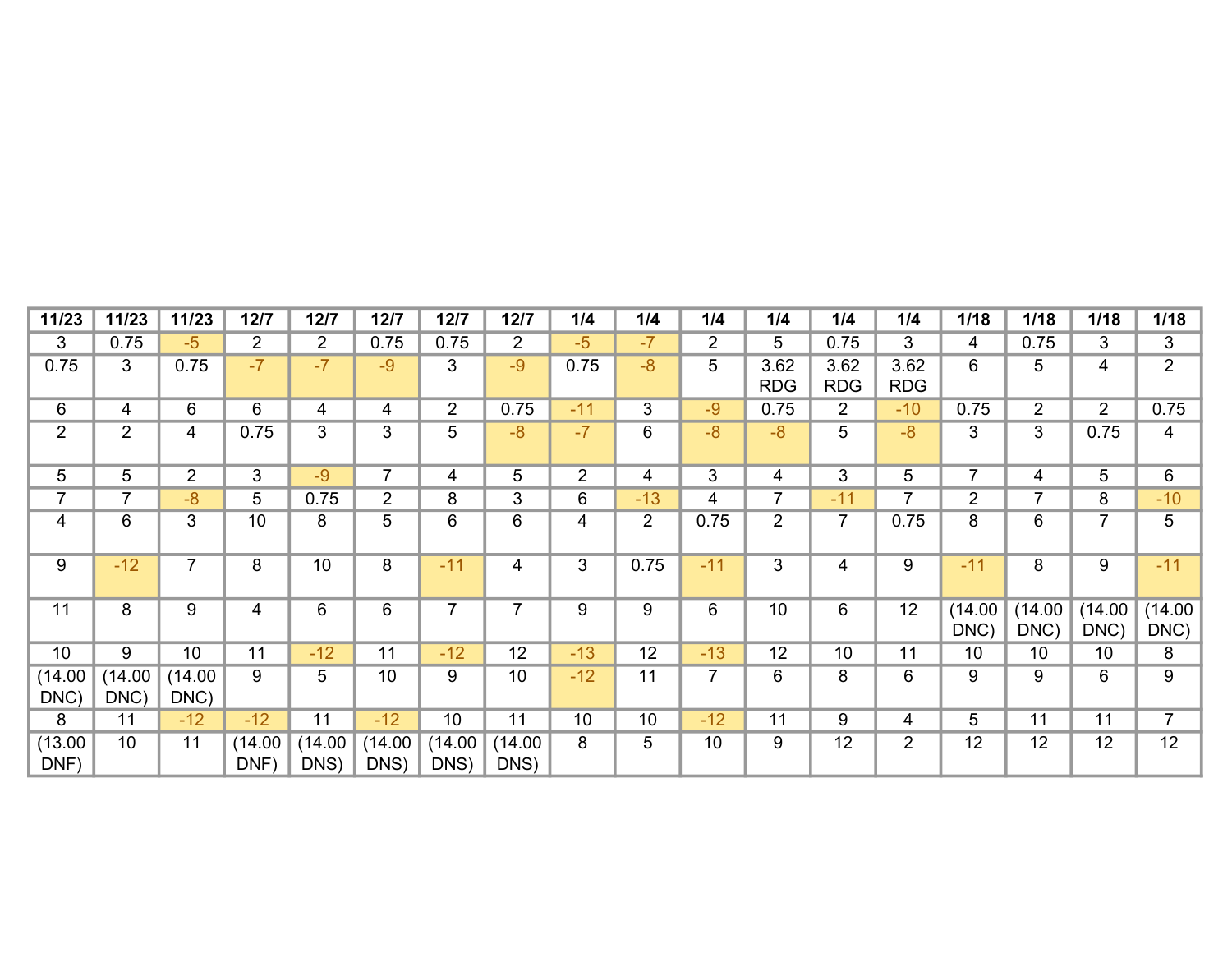| 11/23 | 11/23 | 11/23 | 12/7 | 12/7 | 12/7 | 12/7 | 12/7 | 1/4 | 1/4 | 1/4 | 1/4 | 1/4 | 1/4 | 1/18 | 1/18 | 1/18 | 1/18 |
|---|---|---|---|---|---|---|---|---|---|---|---|---|---|---|---|---|---|
| 3 | 0.75 | -5 | 2 | 2 | 0.75 | 0.75 | 2 | -5 | -7 | 2 | 5 | 0.75 | 3 | 4 | 0.75 | 3 | 3 |
| 0.75 | 3 | 0.75 | -7 | -7 | -9 | 3 | -9 | 0.75 | -8 | 5 | 3.62 RDG | 3.62 RDG | 3.62 RDG | 6 | 5 | 4 | 2 |
| 6 | 4 | 6 | 6 | 4 | 4 | 2 | 0.75 | -11 | 3 | -9 | 0.75 | 2 | -10 | 0.75 | 2 | 2 | 0.75 |
| 2 | 2 | 4 | 0.75 | 3 | 3 | 5 | -8 | -7 | 6 | -8 | -8 | 5 | -8 | 3 | 3 | 0.75 | 4 |
| 5 | 5 | 2 | 3 | -9 | 7 | 4 | 5 | 2 | 4 | 3 | 4 | 3 | 5 | 7 | 4 | 5 | 6 |
| 7 | 7 | -8 | 5 | 0.75 | 2 | 8 | 3 | 6 | -13 | 4 | 7 | -11 | 7 | 2 | 7 | 8 | -10 |
| 4 | 6 | 3 | 10 | 8 | 5 | 6 | 6 | 4 | 2 | 0.75 | 2 | 7 | 0.75 | 8 | 6 | 7 | 5 |
| 9 | -12 | 7 | 8 | 10 | 8 | -11 | 4 | 3 | 0.75 | -11 | 3 | 4 | 9 | -11 | 8 | 9 | -11 |
| 11 | 8 | 9 | 4 | 6 | 6 | 7 | 7 | 9 | 9 | 6 | 10 | 6 | 12 | (14.00 DNC) | (14.00 DNC) | (14.00 DNC) | (14.00 DNC) |
| 10 | 9 | 10 | 11 | -12 | 11 | -12 | 12 | -13 | 12 | -13 | 12 | 10 | 11 | 10 | 10 | 10 | 8 |
| (14.00 DNC) | (14.00 DNC) | (14.00 DNC) | 9 | 5 | 10 | 9 | 10 | -12 | 11 | 7 | 6 | 8 | 6 | 9 | 9 | 6 | 9 |
| 8 | 11 | -12 | -12 | 11 | -12 | 10 | 11 | 10 | 10 | -12 | 11 | 9 | 4 | 5 | 11 | 11 | 7 |
| (13.00 DNF) | 10 | 11 | (14.00 DNF) | (14.00 DNS) | (14.00 DNS) | (14.00 DNS) | (14.00 DNS) | 8 | 5 | 10 | 9 | 12 | 2 | 12 | 12 | 12 | 12 |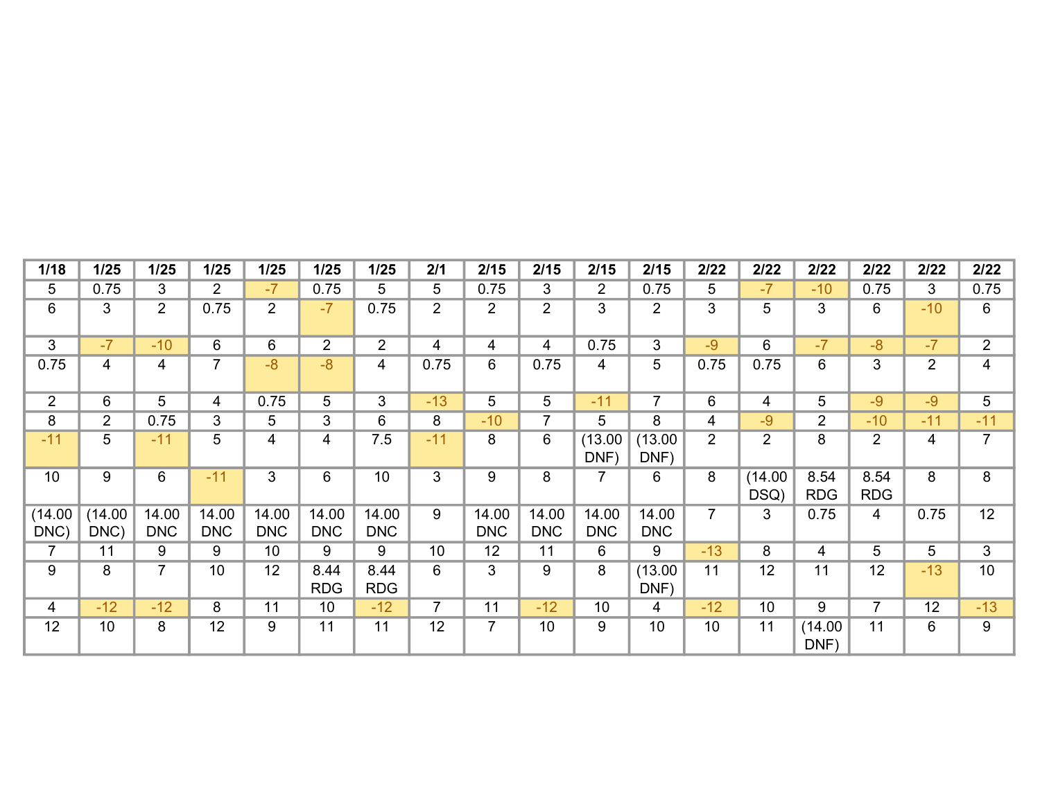| 1/18 | 1/25 | 1/25 | 1/25 | 1/25 | 1/25 | 1/25 | 2/1 | 2/15 | 2/15 | 2/15 | 2/15 | 2/22 | 2/22 | 2/22 | 2/22 | 2/22 | 2/22 |
|---|---|---|---|---|---|---|---|---|---|---|---|---|---|---|---|---|---|
| 5 | 0.75 | 3 | 2 | -7 | 0.75 | 5 | 5 | 0.75 | 3 | 2 | 0.75 | 5 | -7 | -10 | 0.75 | 3 | 0.75 |
| 6 | 3 | 2 | 0.75 | 2 | -7 | 0.75 | 2 | 2 | 2 | 3 | 2 | 3 | 5 | 3 | 6 | -10 | 6 |
| 3 | -7 | -10 | 6 | 6 | 2 | 2 | 4 | 4 | 4 | 0.75 | 3 | -9 | 6 | -7 | -8 | -7 | 2 |
| 0.75 | 4 | 4 | 7 | -8 | -8 | 4 | 0.75 | 6 | 0.75 | 4 | 5 | 0.75 | 0.75 | 6 | 3 | 2 | 4 |
| 2 | 6 | 5 | 4 | 0.75 | 5 | 3 | -13 | 5 | 5 | -11 | 7 | 6 | 4 | 5 | -9 | -9 | 5 |
| 8 | 2 | 0.75 | 3 | 5 | 3 | 6 | 8 | -10 | 7 | 5 | 8 | 4 | -9 | 2 | -10 | -11 | -11 |
| -11 | 5 | -11 | 5 | 4 | 4 | 7.5 | -11 | 8 | 6 | (13.00 DNF) | (13.00 DNF) | 2 | 2 | 8 | 2 | 4 | 7 |
| 10 | 9 | 6 | -11 | 3 | 6 | 10 | 3 | 9 | 8 | 7 | 6 | 8 | (14.00 DSQ) | 8.54 RDG | 8.54 RDG | 8 | 8 |
| (14.00 DNC) | (14.00 DNC) | 14.00 DNC | 14.00 DNC | 14.00 DNC | 14.00 DNC | 14.00 DNC | 9 | 14.00 DNC | 14.00 DNC | 14.00 DNC | 14.00 DNC | 7 | 3 | 0.75 | 4 | 0.75 | 12 |
| 7 | 11 | 9 | 9 | 10 | 9 | 9 | 10 | 12 | 11 | 6 | 9 | -13 | 8 | 4 | 5 | 5 | 3 |
| 9 | 8 | 7 | 10 | 12 | 8.44 RDG | 8.44 RDG | 6 | 3 | 9 | 8 | (13.00 DNF) | 11 | 12 | 11 | 12 | -13 | 10 |
| 4 | -12 | -12 | 8 | 11 | 10 | -12 | 7 | 11 | -12 | 10 | 4 | -12 | 10 | 9 | 7 | 12 | -13 |
| 12 | 10 | 8 | 12 | 9 | 11 | 11 | 12 | 7 | 10 | 9 | 10 | 10 | 11 | (14.00 DNF) | 11 | 6 | 9 |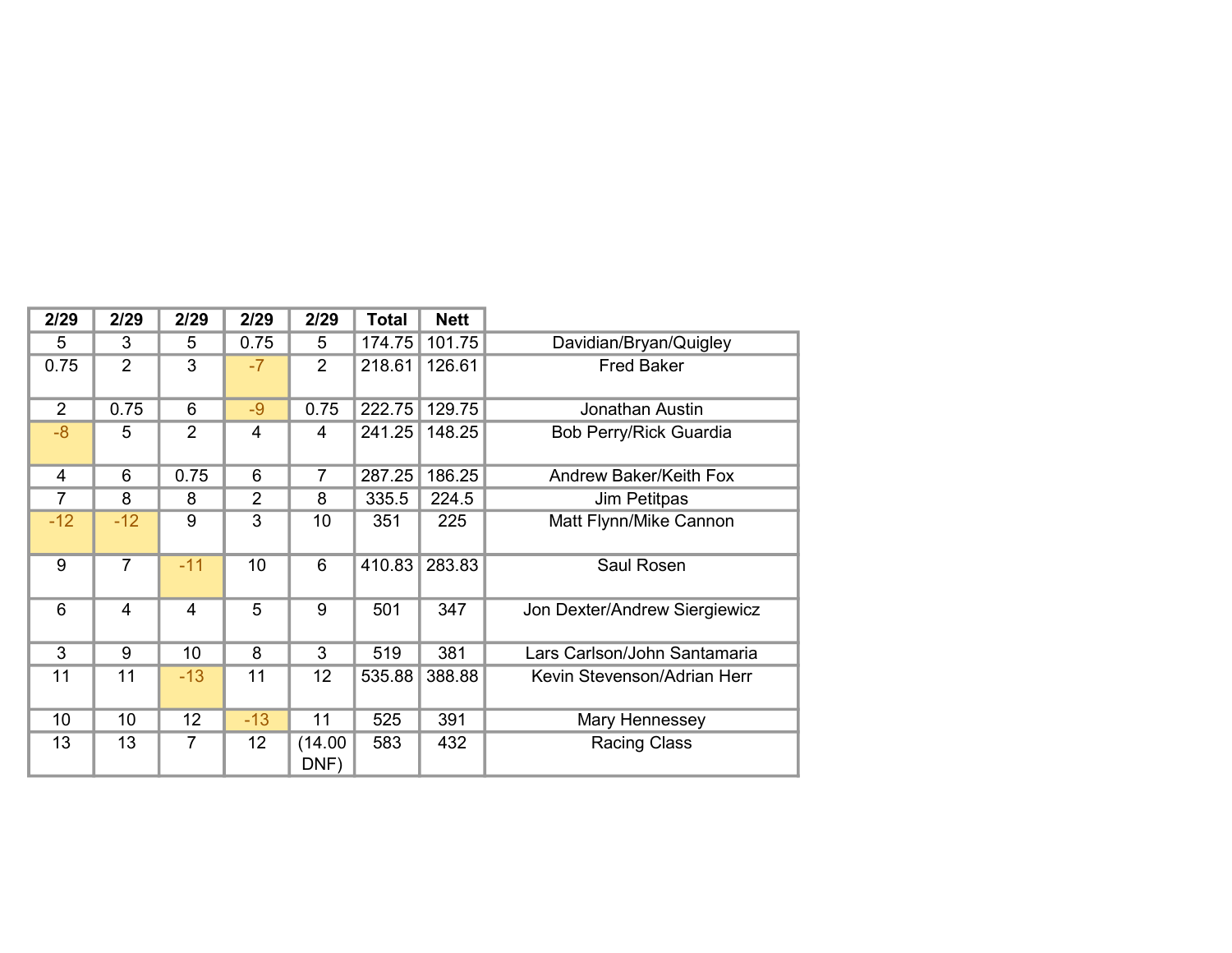| 2/29 | 2/29 | 2/29 | 2/29 | 2/29 | Total | Nett | |
|---|---|---|---|---|---|---|---|
| 5 | 3 | 5 | 0.75 | 5 | 174.75 | 101.75 | Davidian/Bryan/Quigley |
| 0.75 | 2 | 3 | -7 | 2 | 218.61 | 126.61 | Fred Baker |
| 2 | 0.75 | 6 | -9 | 0.75 | 222.75 | 129.75 | Jonathan Austin |
| -8 | 5 | 2 | 4 | 4 | 241.25 | 148.25 | Bob Perry/Rick Guardia |
| 4 | 6 | 0.75 | 6 | 7 | 287.25 | 186.25 | Andrew Baker/Keith Fox |
| 7 | 8 | 8 | 2 | 8 | 335.5 | 224.5 | Jim Petitpas |
| -12 | -12 | 9 | 3 | 10 | 351 | 225 | Matt Flynn/Mike Cannon |
| 9 | 7 | -11 | 10 | 6 | 410.83 | 283.83 | Saul Rosen |
| 6 | 4 | 4 | 5 | 9 | 501 | 347 | Jon Dexter/Andrew Siergiewicz |
| 3 | 9 | 10 | 8 | 3 | 519 | 381 | Lars Carlson/John Santamaria |
| 11 | 11 | -13 | 11 | 12 | 535.88 | 388.88 | Kevin Stevenson/Adrian Herr |
| 10 | 10 | 12 | -13 | 11 | 525 | 391 | Mary Hennessey |
| 13 | 13 | 7 | 12 | (14.00 DNF) | 583 | 432 | Racing Class |